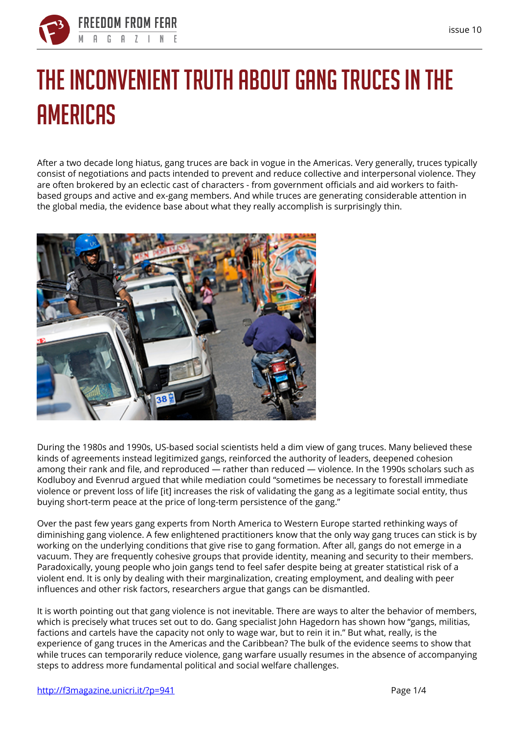# THE INCONVENIENT TRUTH ABOUT GANG TRUCES IN THE AMERICAS

After a two decade long hiatus, gang truces are back in vogue in the Americas. Very generally, truces typically consist of negotiations and pacts intended to prevent and reduce collective and interpersonal violence. They are often brokered by an eclectic cast of characters - from government officials and aid workers to faith-based groups and active and ex-gang members. And while truces are generating considerable attention in the global media, the evidence base about what they really accomplish is surprisingly thin.

During the 1980s and 1990s, US-based social scientists held a dim view of gang truces. Many believed these kinds of agreements instead legitimized gangs, reinforced the authority of leaders, deepened cohesion among their rank and file, and reproduced — rather than reduced — violence. In the 1990s scholars such as Kodluboy and Evenrud argued that while mediation could "sometimes be necessary to forestall immediate violence or prevent loss of life [it] increases the risk of validating the gang as a legitimate social entity, thus buying short-term peace at the price of long-term persistence of the gang."

Over the past few years gang experts from North America to Western Europe started rethinking ways of diminishing gang violence. A few enlightened practitioners know that the only way gang truces can stick is by working on the underlying conditions that give rise to gang formation. After all, gangs do not emerge in a vacuum. They are frequently cohesive groups that provide identity, meaning and security to their members. Paradoxically, young people who join gangs tend to feel safer despite being at greater statistical risk of a violent end. It is only by dealing with their marginalization, creating employment, and dealing with peer influences and other risk factors, researchers argue that gangs can be dismantled.

It is worth pointing out that gang violence is not inevitable. There are ways to alter the behavior of members, which is precisely what truces set out to do. Gang specialist John Hagedorn has shown how "gangs, militias, factions and cartels have the capacity not only to wage war, but to rein it in." But what, really, is the experience of gang truces in the Americas and the Caribbean? The bulk of the evidence seems to show that while truces can temporarily reduce violence, gang warfare usually resumes in the absence of accompanying steps to address more fundamental political and social welfare challenges.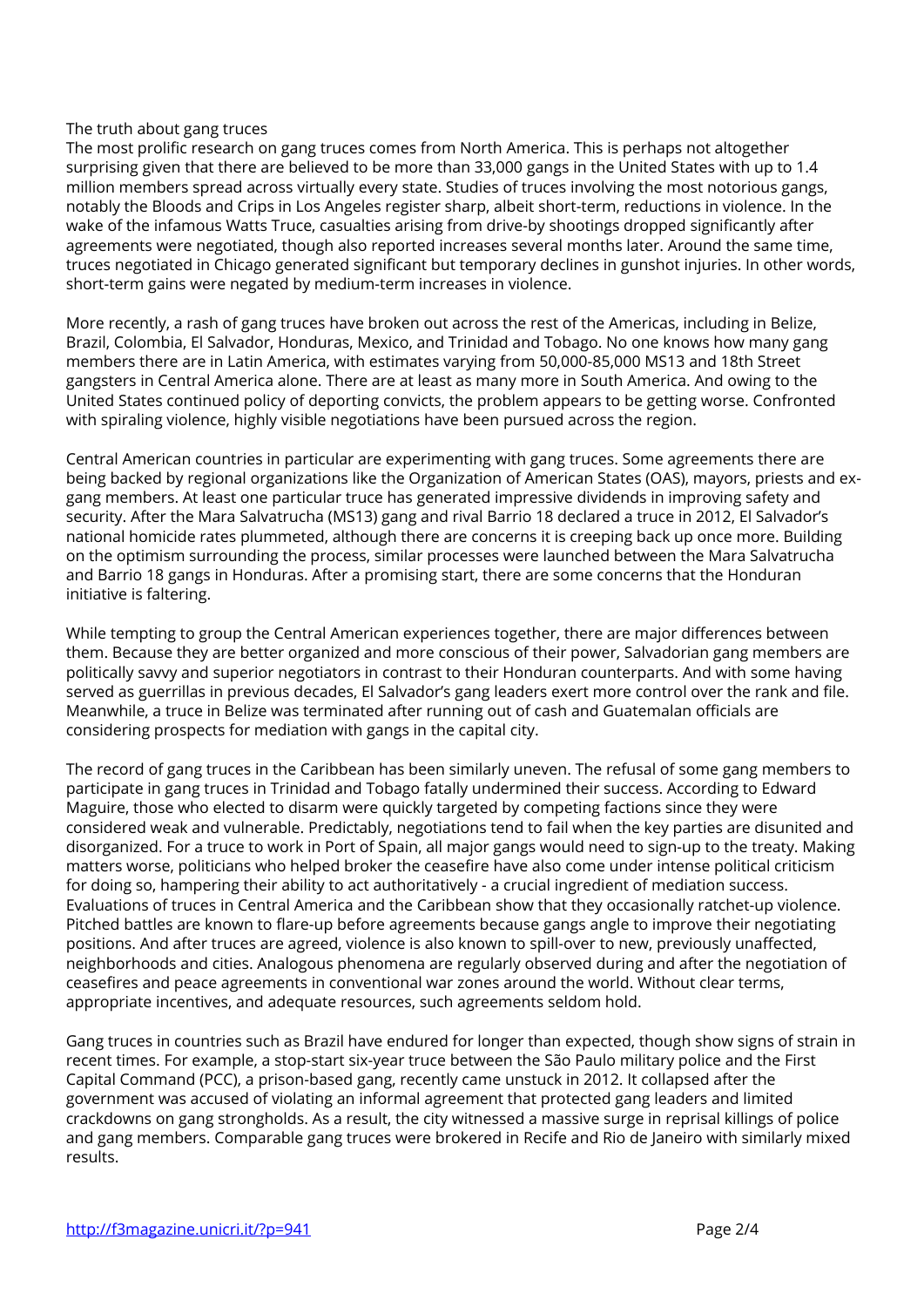## The truth about gang truces

The most prolific research on gang truces comes from North America. This is perhaps not altogether surprising given that there are believed to be more than 33,000 gangs in the United States with up to 1.4 million members spread across virtually every state. Studies of truces involving the most notorious gangs, notably the Bloods and Crips in Los Angeles register sharp, albeit short-term, reductions in violence. In the wake of the infamous Watts Truce, casualties arising from drive-by shootings dropped significantly after agreements were negotiated, though also reported increases several months later. Around the same time, truces negotiated in Chicago generated significant but temporary declines in gunshot injuries. In other words, short-term gains were negated by medium-term increases in violence.

More recently, a rash of gang truces have broken out across the rest of the Americas, including in Belize, Brazil, Colombia, El Salvador, Honduras, Mexico, and Trinidad and Tobago. No one knows how many gang members there are in Latin America, with estimates varying from 50,000-85,000 MS13 and 18th Street gangsters in Central America alone. There are at least as many more in South America. And owing to the United States continued policy of deporting convicts, the problem appears to be getting worse. Confronted with spiraling violence, highly visible negotiations have been pursued across the region.

Central American countries in particular are experimenting with gang truces. Some agreements there are being backed by regional organizations like the Organization of American States (OAS), mayors, priests and ex-gang members. At least one particular truce has generated impressive dividends in improving safety and security. After the Mara Salvatrucha (MS13) gang and rival Barrio 18 declared a truce in 2012, El Salvador's national homicide rates plummeted, although there are concerns it is creeping back up once more. Building on the optimism surrounding the process, similar processes were launched between the Mara Salvatrucha and Barrio 18 gangs in Honduras. After a promising start, there are some concerns that the Honduran initiative is faltering.

While tempting to group the Central American experiences together, there are major differences between them. Because they are better organized and more conscious of their power, Salvadorian gang members are politically savvy and superior negotiators in contrast to their Honduran counterparts. And with some having served as guerrillas in previous decades, El Salvador's gang leaders exert more control over the rank and file. Meanwhile, a truce in Belize was terminated after running out of cash and Guatemalan officials are considering prospects for mediation with gangs in the capital city.

The record of gang truces in the Caribbean has been similarly uneven. The refusal of some gang members to participate in gang truces in Trinidad and Tobago fatally undermined their success. According to Edward Maguire, those who elected to disarm were quickly targeted by competing factions since they were considered weak and vulnerable. Predictably, negotiations tend to fail when the key parties are disunited and disorganized. For a truce to work in Port of Spain, all major gangs would need to sign-up to the treaty. Making matters worse, politicians who helped broker the ceasefire have also come under intense political criticism for doing so, hampering their ability to act authoritatively - a crucial ingredient of mediation success. Evaluations of truces in Central America and the Caribbean show that they occasionally ratchet-up violence. Pitched battles are known to flare-up before agreements because gangs angle to improve their negotiating positions. And after truces are agreed, violence is also known to spill-over to new, previously unaffected, neighborhoods and cities. Analogous phenomena are regularly observed during and after the negotiation of ceasefires and peace agreements in conventional war zones around the world. Without clear terms, appropriate incentives, and adequate resources, such agreements seldom hold.

Gang truces in countries such as Brazil have endured for longer than expected, though show signs of strain in recent times. For example, a stop-start six-year truce between the São Paulo military police and the First Capital Command (PCC), a prison-based gang, recently came unstuck in 2012. It collapsed after the government was accused of violating an informal agreement that protected gang leaders and limited crackdowns on gang strongholds. As a result, the city witnessed a massive surge in reprisal killings of police and gang members. Comparable gang truces were brokered in Recife and Rio de Janeiro with similarly mixed results.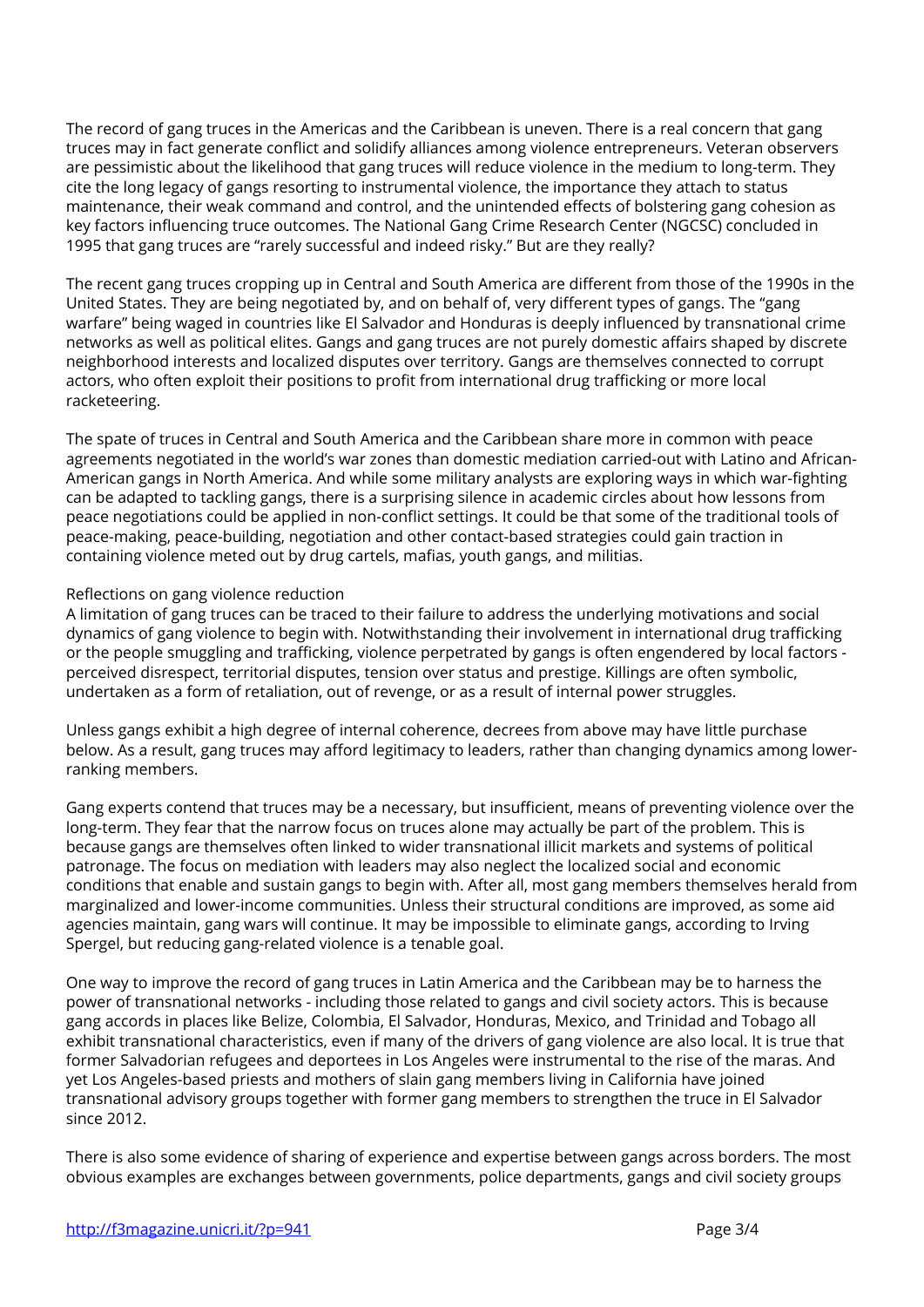The record of gang truces in the Americas and the Caribbean is uneven. There is a real concern that gang truces may in fact generate conflict and solidify alliances among violence entrepreneurs. Veteran observers are pessimistic about the likelihood that gang truces will reduce violence in the medium to long-term. They cite the long legacy of gangs resorting to instrumental violence, the importance they attach to status maintenance, their weak command and control, and the unintended effects of bolstering gang cohesion as key factors influencing truce outcomes. The National Gang Crime Research Center (NGCSC) concluded in 1995 that gang truces are "rarely successful and indeed risky." But are they really?

The recent gang truces cropping up in Central and South America are different from those of the 1990s in the United States. They are being negotiated by, and on behalf of, very different types of gangs. The "gang warfare" being waged in countries like El Salvador and Honduras is deeply influenced by transnational crime networks as well as political elites. Gangs and gang truces are not purely domestic affairs shaped by discrete neighborhood interests and localized disputes over territory. Gangs are themselves connected to corrupt actors, who often exploit their positions to profit from international drug trafficking or more local racketeering.

The spate of truces in Central and South America and the Caribbean share more in common with peace agreements negotiated in the world's war zones than domestic mediation carried-out with Latino and African-American gangs in North America. And while some military analysts are exploring ways in which war-fighting can be adapted to tackling gangs, there is a surprising silence in academic circles about how lessons from peace negotiations could be applied in non-conflict settings. It could be that some of the traditional tools of peace-making, peace-building, negotiation and other contact-based strategies could gain traction in containing violence meted out by drug cartels, mafias, youth gangs, and militias.

### Reflections on gang violence reduction

A limitation of gang truces can be traced to their failure to address the underlying motivations and social dynamics of gang violence to begin with. Notwithstanding their involvement in international drug trafficking or the people smuggling and trafficking, violence perpetrated by gangs is often engendered by local factors - perceived disrespect, territorial disputes, tension over status and prestige. Killings are often symbolic, undertaken as a form of retaliation, out of revenge, or as a result of internal power struggles.

Unless gangs exhibit a high degree of internal coherence, decrees from above may have little purchase below. As a result, gang truces may afford legitimacy to leaders, rather than changing dynamics among lower-ranking members.

Gang experts contend that truces may be a necessary, but insufficient, means of preventing violence over the long-term. They fear that the narrow focus on truces alone may actually be part of the problem. This is because gangs are themselves often linked to wider transnational illicit markets and systems of political patronage. The focus on mediation with leaders may also neglect the localized social and economic conditions that enable and sustain gangs to begin with. After all, most gang members themselves herald from marginalized and lower-income communities. Unless their structural conditions are improved, as some aid agencies maintain, gang wars will continue. It may be impossible to eliminate gangs, according to Irving Spergel, but reducing gang-related violence is a tenable goal.

One way to improve the record of gang truces in Latin America and the Caribbean may be to harness the power of transnational networks - including those related to gangs and civil society actors. This is because gang accords in places like Belize, Colombia, El Salvador, Honduras, Mexico, and Trinidad and Tobago all exhibit transnational characteristics, even if many of the drivers of gang violence are also local. It is true that former Salvadorian refugees and deportees in Los Angeles were instrumental to the rise of the maras. And yet Los Angeles-based priests and mothers of slain gang members living in California have joined transnational advisory groups together with former gang members to strengthen the truce in El Salvador since 2012.

There is also some evidence of sharing of experience and expertise between gangs across borders. The most obvious examples are exchanges between governments, police departments, gangs and civil society groups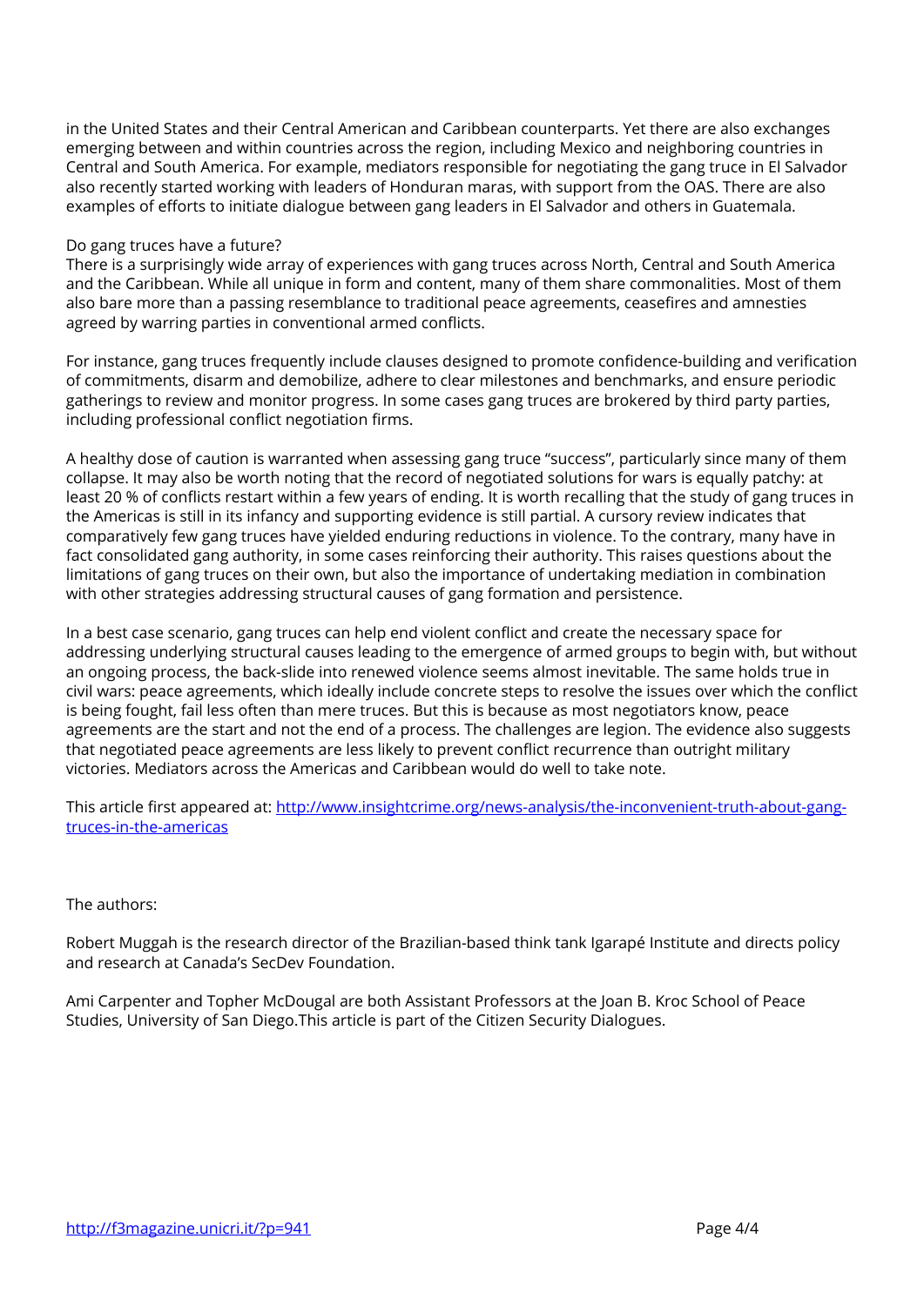in the United States and their Central American and Caribbean counterparts. Yet there are also exchanges emerging between and within countries across the region, including Mexico and neighboring countries in Central and South America. For example, mediators responsible for negotiating the gang truce in El Salvador also recently started working with leaders of Honduran maras, with support from the OAS. There are also examples of efforts to initiate dialogue between gang leaders in El Salvador and others in Guatemala.

Do gang truces have a future?
There is a surprisingly wide array of experiences with gang truces across North, Central and South America and the Caribbean. While all unique in form and content, many of them share commonalities. Most of them also bare more than a passing resemblance to traditional peace agreements, ceasefires and amnesties agreed by warring parties in conventional armed conflicts.

For instance, gang truces frequently include clauses designed to promote confidence-building and verification of commitments, disarm and demobilize, adhere to clear milestones and benchmarks, and ensure periodic gatherings to review and monitor progress. In some cases gang truces are brokered by third party parties, including professional conflict negotiation firms.

A healthy dose of caution is warranted when assessing gang truce "success", particularly since many of them collapse. It may also be worth noting that the record of negotiated solutions for wars is equally patchy: at least 20 % of conflicts restart within a few years of ending. It is worth recalling that the study of gang truces in the Americas is still in its infancy and supporting evidence is still partial. A cursory review indicates that comparatively few gang truces have yielded enduring reductions in violence. To the contrary, many have in fact consolidated gang authority, in some cases reinforcing their authority. This raises questions about the limitations of gang truces on their own, but also the importance of undertaking mediation in combination with other strategies addressing structural causes of gang formation and persistence.

In a best case scenario, gang truces can help end violent conflict and create the necessary space for addressing underlying structural causes leading to the emergence of armed groups to begin with, but without an ongoing process, the back-slide into renewed violence seems almost inevitable. The same holds true in civil wars: peace agreements, which ideally include concrete steps to resolve the issues over which the conflict is being fought, fail less often than mere truces. But this is because as most negotiators know, peace agreements are the start and not the end of a process. The challenges are legion. The evidence also suggests that negotiated peace agreements are less likely to prevent conflict recurrence than outright military victories. Mediators across the Americas and Caribbean would do well to take note.

This article first appeared at: [http://www.insightcrime.org/news-analysis/the-inconvenient-truth-about-gang-truces-in-the-americas](http://www.insightcrime.org/news-analysis/the-inconvenient-truth-about-gang-truces-in-the-americas)

The authors:

Robert Muggah is the research director of the Brazilian-based think tank Igarapé Institute and directs policy and research at Canada's SecDev Foundation.

Ami Carpenter and Topher McDougal are both Assistant Professors at the Joan B. Kroc School of Peace Studies, University of San Diego.This article is part of the Citizen Security Dialogues.